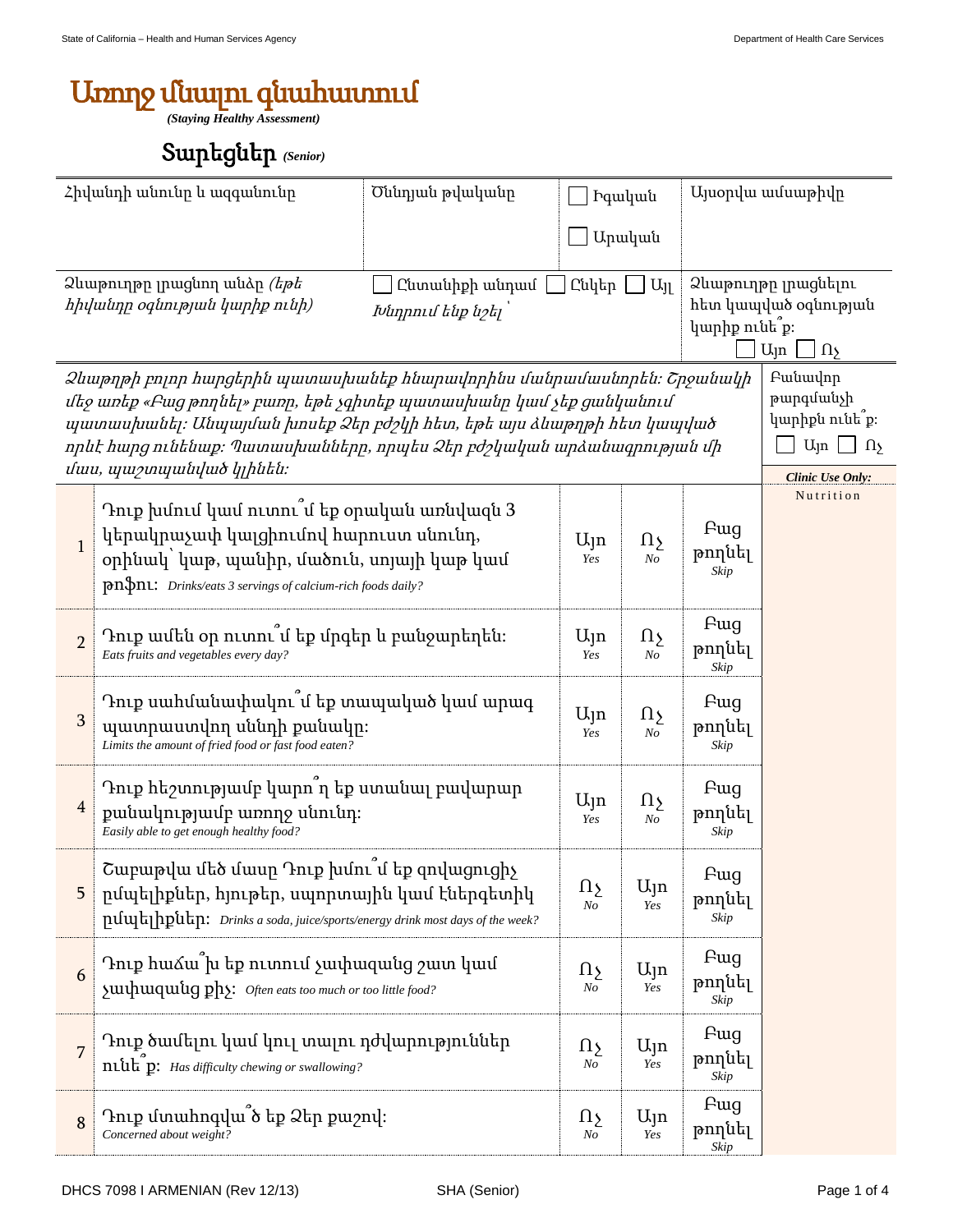# Առողջ մնալու գնահատում

*(Staying Healthy Assessment)*

## Տարեցներ *(Senior)*

| Հիվանդի անունը և ազգանունը | Ծննդյան թվականը | ☐ Իգական ☐ Արական | Այսօրվա ամսաթիվը |
|---|---|---|---|
| Ձևաթուղթը լրացնող անձը *(եթե հիվանդը օգնության կարիք ունի)* | ☐ Ընտանիքի անդամ ☐ Ընկեր ☐ Այլ *Խնդրում ենք նշել՝* | | Ձևաթուղթը լրացնելու հետ կապված օգնության կարիք ունե՞ք: ☐ Այո ☐ Ոչ |

*Ձևաթղթի բոլոր հարցերին պատասխանեք հնարավորինս մանրամասնորեն: Շրջանակի մեջ առեք «Բաց թողնել» բառը, եթե չգիտեք պատասխանը կամ չեք ցանկանում պատասխանել: Անպայման խոսեք Ձեր բժշկի հետ, եթե այս ձևաթղթի հետ կապված որևէ հարց ունենաք: Պատասխանները, որպես Ձեր բժշկական արձանագրության մի մաս, պաշտպանված կլինեն:*

Բանավոր թարգմանչի կարիքն ունե՞ք: ☐ Այո ☐ Ոչ

| # | Հարց | | | | ***Clinic Use Only:*** |
|---|---|---|---|---|---|
| | | | | | Nutrition |
| 1 | Դուք խմում կամ ուտու՞մ եք օրական առնվազն 3 կերակրաչափ կալցիումով հարուստ սնունդ, օրինակ՝ կաթ, պանիր, մածուն, սոյայի կաթ կամ թոֆու: *Drinks/eats 3 servings of calcium-rich foods daily?* | Այո *Yes* | Ոչ *No* | Բաց թողնել *Skip* | |
| 2 | Դուք ամեն օր ուտու՞մ եք մրգեր և բանջարեղեն: *Eats fruits and vegetables every day?* | Այո *Yes* | Ոչ *No* | Բաց թողնել *Skip* | |
| 3 | Դուք սահմանափակու՞մ եք տապակած կամ արագ պատրաստվող սննդի քանակը: *Limits the amount of fried food or fast food eaten?* | Այո *Yes* | Ոչ *No* | Բաց թողնել *Skip* | |
| 4 | Դուք հեշտությամբ կարո՞ղ եք ստանալ բավարար քանակությամբ առողջ սնունդ: *Easily able to get enough healthy food?* | Այո *Yes* | Ոչ *No* | Բաց թողնել *Skip* | |
| 5 | Շաբաթվա մեծ մասը Դուք խմու՞մ եք զովացուցիչ ըմպելիքներ, հյութեր, սպորտային կամ էներգետիկ ըմպելիքներ: *Drinks a soda, juice/sports/energy drink most days of the week?* | Ոչ *No* | Այո *Yes* | Բաց թողնել *Skip* | |
| 6 | Դուք հաճա՞խ եք ուտում չափազանց շատ կամ չափազանց քիչ: *Often eats too much or too little food?* | Ոչ *No* | Այո *Yes* | Բաց թողնել *Skip* | |
| 7 | Դուք ծամելու կամ կուլ տալու դժվարություններ ունե՞ք: *Has difficulty chewing or swallowing?* | Ոչ *No* | Այո *Yes* | Բաց թողնել *Skip* | |
| 8 | Դուք մտահոգվա՞ծ եք Ձեր քաշով: *Concerned about weight?* | Ոչ *No* | Այո *Yes* | Բաց թողնել *Skip* | |

DHCS 7098 I ARMENIAN (Rev 12/13) SHA (Senior)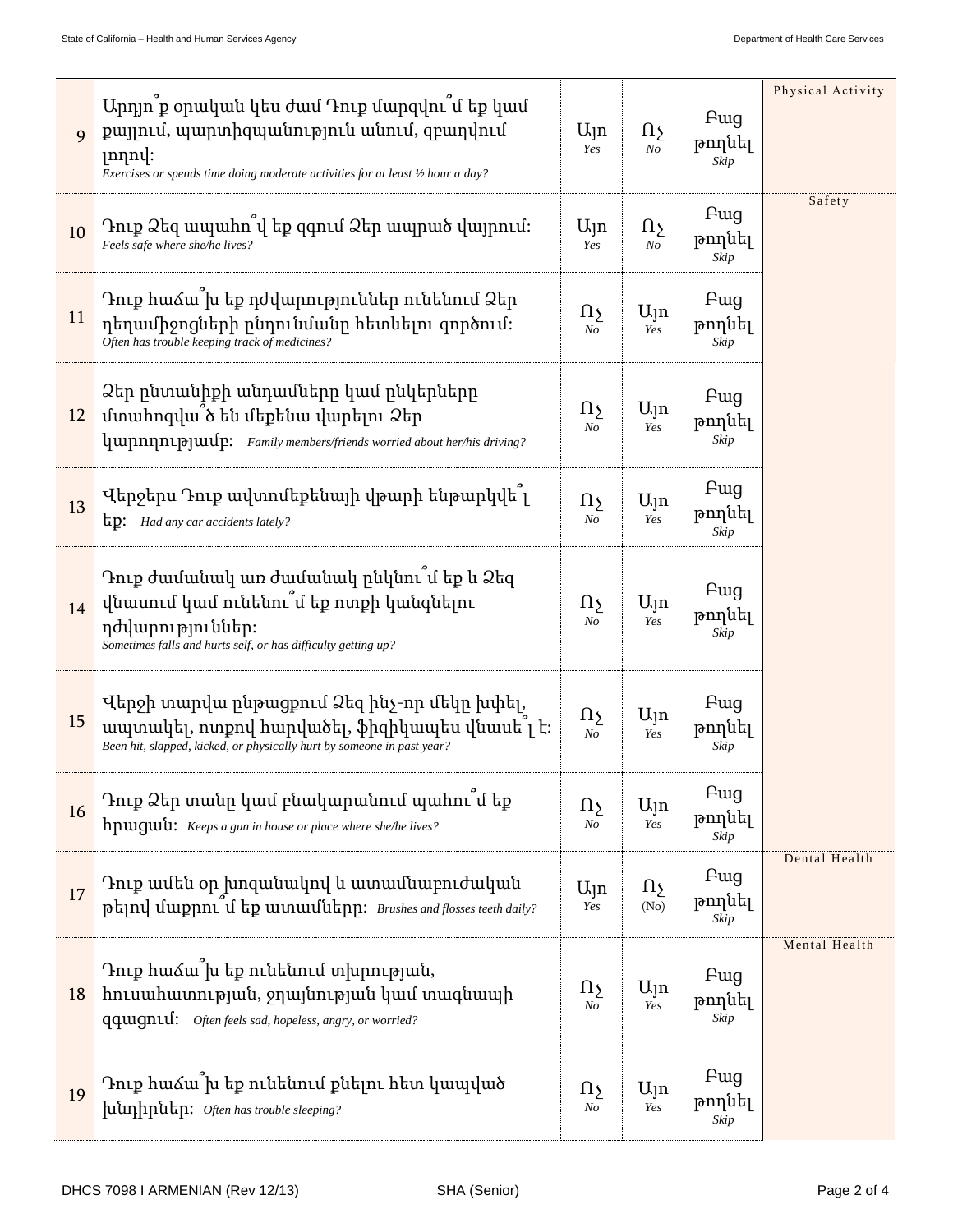| # | Question | | | | Category |
|---|---|---|---|---|---|
| 9 | Արդյո՞ք օրական կես ժամ Դուք մարզվու՞մ եք կամ քայլում, պարտիզպանություն անում, զբաղվում լողով: *Exercises or spends time doing moderate activities for at least ½ hour a day?* | Այո *Yes* | Ոչ *No* | Բաց թողնել *Skip* | Physical Activity |
| 10 | Դուք Ձեզ ապահո՞վ եք զգում Ձեր ապրած վայրում: *Feels safe where she/he lives?* | Այո *Yes* | Ոչ *No* | Բաց թողնել *Skip* | Safety |
| 11 | Դուք հաճա՞խ եք դժվարություններ ունենում Ձեր դեղամիջոցների ընդունմանը հետևելու գործում: *Often has trouble keeping track of medicines?* | Ոչ *No* | Այո *Yes* | Բաց թողնել *Skip* | |
| 12 | Ձեր ընտանիքի անդամները կամ ընկերները մտահոգվա՞ծ են մեքենա վարելու Ձեր կարողությամբ: *Family members/friends worried about her/his driving?* | Ոչ *No* | Այո *Yes* | Բաց թողնել *Skip* | |
| 13 | Վերջերս Դուք ավտոմեքենայի վթարի ենթարկվե՞լ եք: *Had any car accidents lately?* | Ոչ *No* | Այո *Yes* | Բաց թողնել *Skip* | |
| 14 | Դուք ժամանակ առ ժամանակ ընկնու՞մ եք և Ձեզ վնասում կամ ունենու՞մ եք ոտքի կանգնելու դժվարություններ: *Sometimes falls and hurts self, or has difficulty getting up?* | Ոչ *No* | Այո *Yes* | Բաց թողնել *Skip* | |
| 15 | Վերջի տարվա ընթացքում Ձեզ ինչ-որ մեկը խփել, ապտակել, ոտքով հարվածել, ֆիզիկապես վնասե՞լ է: *Been hit, slapped, kicked, or physically hurt by someone in past year?* | Ոչ *No* | Այո *Yes* | Բաց թողնել *Skip* | |
| 16 | Դուք Ձեր տանը կամ բնակարանում պահու՞մ եք հրացան: *Keeps a gun in house or place where she/he lives?* | Ոչ *No* | Այո *Yes* | Բաց թողնել *Skip* | |
| 17 | Դուք ամեն օր խոզանակով և ատամնաբուժական թելով մաքրու՞մ եք ատամները: *Brushes and flosses teeth daily?* | Այո *Yes* | Ոչ (No) | Բաց թողնել *Skip* | Dental Health |
| 18 | Դուք հաճա՞խ եք ունենում տխրության, հուսահատության, ջղայնության կամ տագնապի զգացում: *Often feels sad, hopeless, angry, or worried?* | Ոչ *No* | Այո *Yes* | Բաց թողնել *Skip* | Mental Health |
| 19 | Դուք հաճա՞խ եք ունենում քնելու հետ կապված խնդիրներ: *Often has trouble sleeping?* | Ոչ *No* | Այո *Yes* | Բաց թողնել *Skip* | |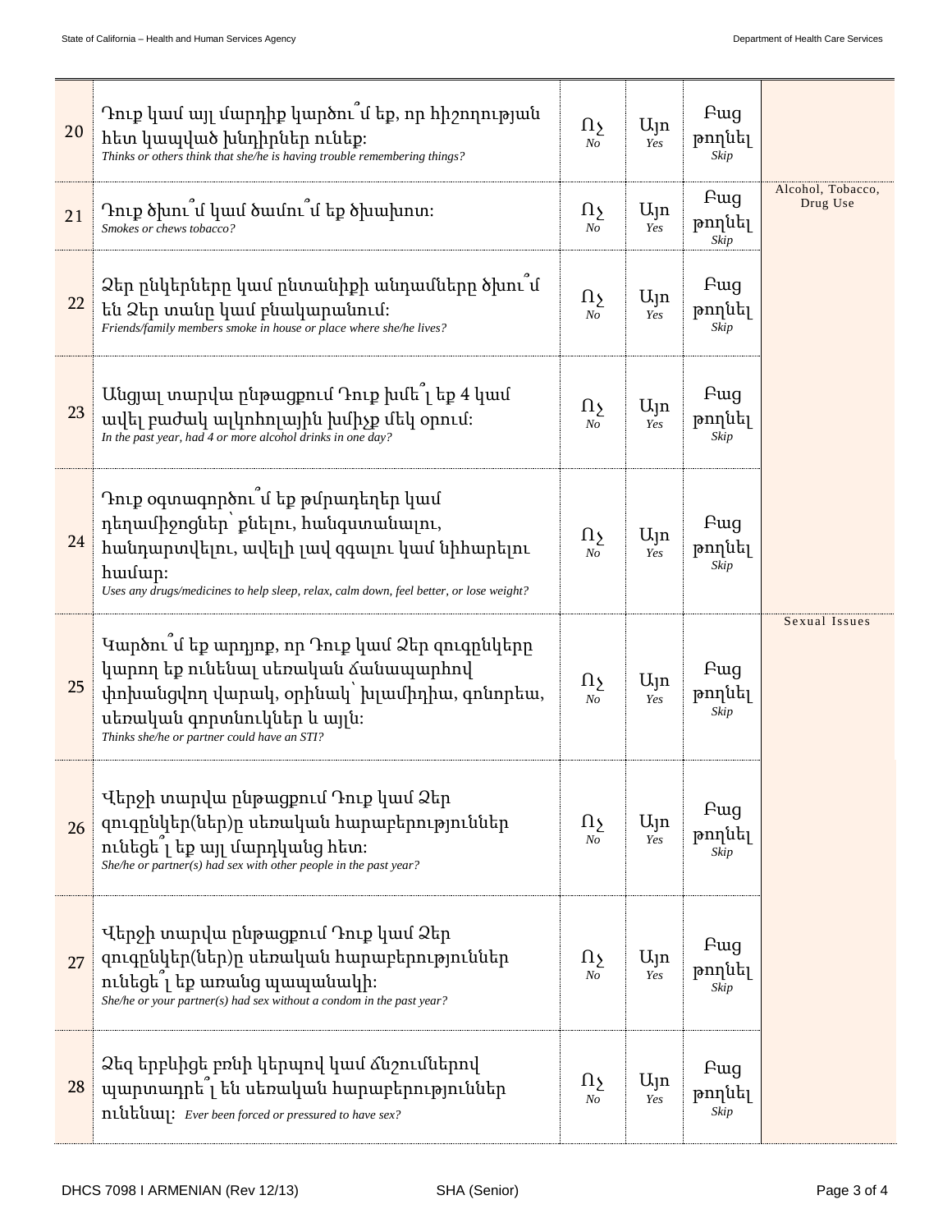| # | Question | No | Yes | Skip | Category |
|---|---|---|---|---|---|
| 20 | Դուք կամ այլ մարդիք կարծու՞մ եք, որ հիշողության հետ կապված խնդիրներ ունեք: *Thinks or others think that she/he is having trouble remembering things?* | Ոչ *No* | Այո *Yes* | Բաց թողնել *Skip* | |
| 21 | Դուք ծխու՞մ կամ ծամու՞մ եք ծխախոտ: *Smokes or chews tobacco?* | Ոչ *No* | Այո *Yes* | Բաց թողնել *Skip* | Alcohol, Tobacco, Drug Use |
| 22 | Ձեր ընկերները կամ ընտանիքի անդամները ծխու՞մ են Ձեր տանը կամ բնակարանում: *Friends/family members smoke in house or place where she/he lives?* | Ոչ *No* | Այո *Yes* | Բաց թողնել *Skip* | |
| 23 | Անցյալ տարվա ընթացքում Դուք խմե՞լ եք 4 կամ ավել բաժակ ալկոհոլային խմիչք մեկ օրում: *In the past year, had 4 or more alcohol drinks in one day?* | Ոչ *No* | Այո *Yes* | Բաց թողնել *Skip* | |
| 24 | Դուք օգտագործու՞մ եք թմրադեղեր կամ դեղամիջոցներ՝ քնելու, հանգստանալու, հանդարտվելու, ավելի լավ զգալու կամ նիհարելու համար: *Uses any drugs/medicines to help sleep, relax, calm down, feel better, or lose weight?* | Ոչ *No* | Այո *Yes* | Բաց թողնել *Skip* | |
| 25 | Կարծու՞մ եք արդյոք, որ Դուք կամ Ձեր զուգընկերը կարող եք ունենալ սեռական ճանապարհով փոխանցվող վարակ, օրինակ՝ խլամիդիա, գոնորեա, սեռական գորտնուկներ և այլն: *Thinks she/he or partner could have an STI?* | Ոչ *No* | Այո *Yes* | Բաց թողնել *Skip* | Sexual Issues |
| 26 | Վերջի տարվա ընթացքում Դուք կամ Ձեր զուգընկեր(ներ)ը սեռական հարաբերություններ ունեցե՞լ եք այլ մարդկանց հետ: *She/he or partner(s) had sex with other people in the past year?* | Ոչ *No* | Այո *Yes* | Բաց թողնել *Skip* | |
| 27 | Վերջի տարվա ընթացքում Դուք կամ Ձեր զուգընկեր(ներ)ը սեռական հարաբերություններ ունեցե՞լ եք առանց պապանակի: *She/he or your partner(s) had sex without a condom in the past year?* | Ոչ *No* | Այո *Yes* | Բաց թողնել *Skip* | |
| 28 | Ձեզ երբևիցե բռնի կերպով կամ ճնշումներով պարտադրե՞լ են սեռական հարաբերություններ ունենալ: *Ever been forced or pressured to have sex?* | Ոչ *No* | Այո *Yes* | Բաց թողնել *Skip* | |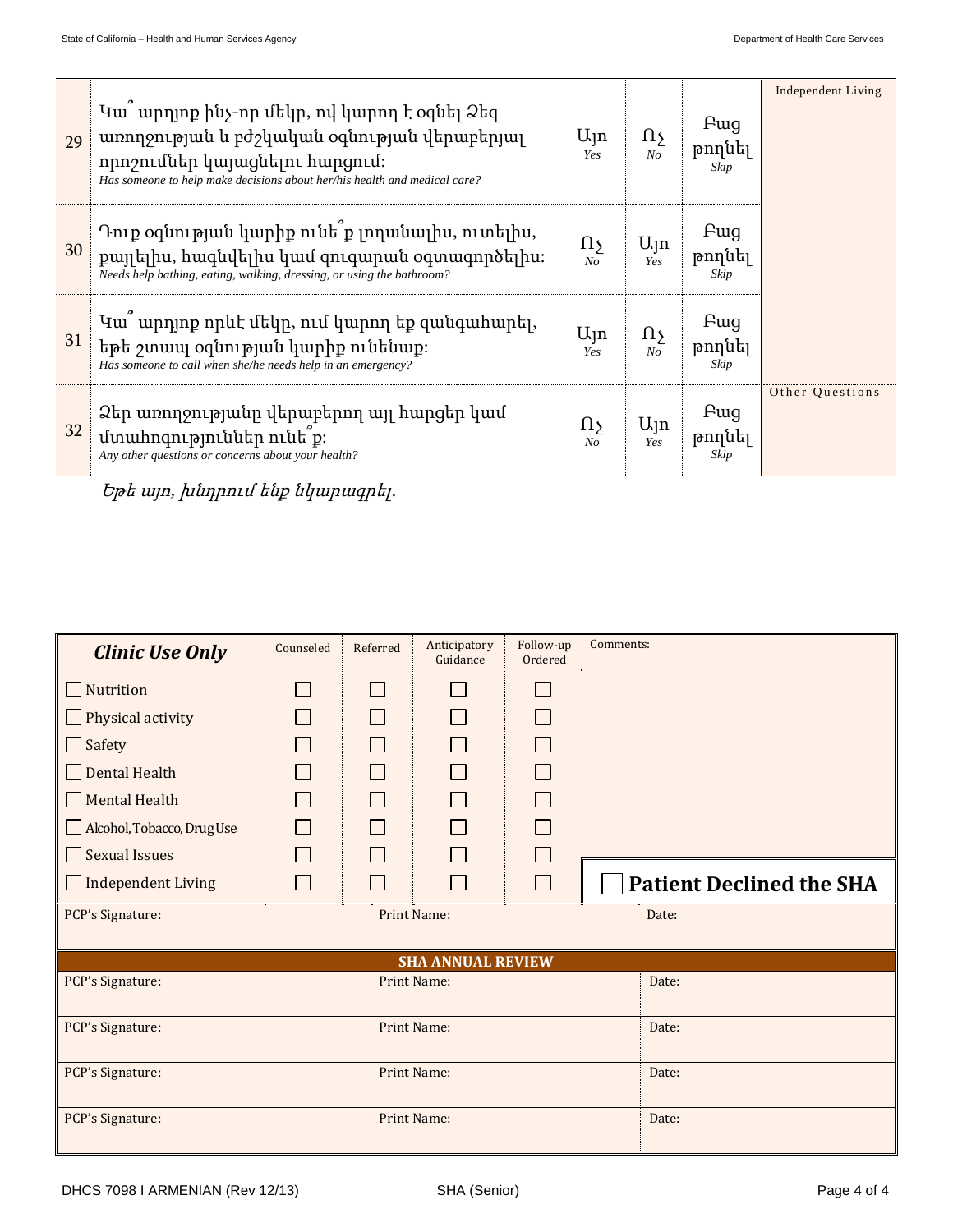| | | | | | |
|---|---|---|---|---|---|
| 29 | Կա՞ արդյոք ինչ-որ մեկը, ով կարող է օգնել Ձեզ առողջության և բժշկական օգնության վերաբերյալ որոշումներ կայացնելու հարցում:<br>*Has someone to help make decisions about her/his health and medical care?* | Այո<br>*Yes* | Ոչ<br>*No* | Բաց թողնել<br>*Skip* | Independent Living |
| 30 | Դուք օգնության կարիք ունե՞ք լողանալիս, ուտելիս, քայլելիս, հագնվելիս կամ զուգարան օգտագործելիս:<br>*Needs help bathing, eating, walking, dressing, or using the bathroom?* | Ոչ<br>*No* | Այո<br>*Yes* | Բաց թողնել<br>*Skip* | |
| 31 | Կա՞ արդյոք որևէ մեկը, ում կարող եք զանգահարել, եթե շտապ օգնության կարիք ունենաք:<br>*Has someone to call when she/he needs help in an emergency?* | Այո<br>*Yes* | Ոչ<br>*No* | Բաց թողնել<br>*Skip* | |
| 32 | Ձեր առողջությանը վերաբերող այլ հարցեր կամ մտահոգություններ ունե՞ք:<br>*Any other questions or concerns about your health?* | Ոչ<br>*No* | Այո<br>*Yes* | Բաց թողնել<br>*Skip* | Other Questions |

*Եթե այո, խնդրում ենք նկարագրել.*

| ***Clinic Use Only*** | Counseled | Referred | Anticipatory Guidance | Follow-up Ordered | Comments: |
|---|---|---|---|---|---|
| ☐ Nutrition | ☐ | ☐ | ☐ | ☐ | |
| ☐ Physical activity | ☐ | ☐ | ☐ | ☐ | |
| ☐ Safety | ☐ | ☐ | ☐ | ☐ | |
| ☐ Dental Health | ☐ | ☐ | ☐ | ☐ | |
| ☐ Mental Health | ☐ | ☐ | ☐ | ☐ | |
| ☐ Alcohol, Tobacco, Drug Use | ☐ | ☐ | ☐ | ☐ | |
| ☐ Sexual Issues | ☐ | ☐ | ☐ | ☐ | |
| ☐ Independent Living | ☐ | ☐ | ☐ | ☐ | ☐ **Patient Declined the SHA** |

| PCP's Signature: | Print Name: | Date: |
|---|---|---|

**SHA ANNUAL REVIEW**

| PCP's Signature: | Print Name: | Date: |
|---|---|---|
| PCP's Signature: | Print Name: | Date: |
| PCP's Signature: | Print Name: | Date: |
| PCP's Signature: | Print Name: | Date: |